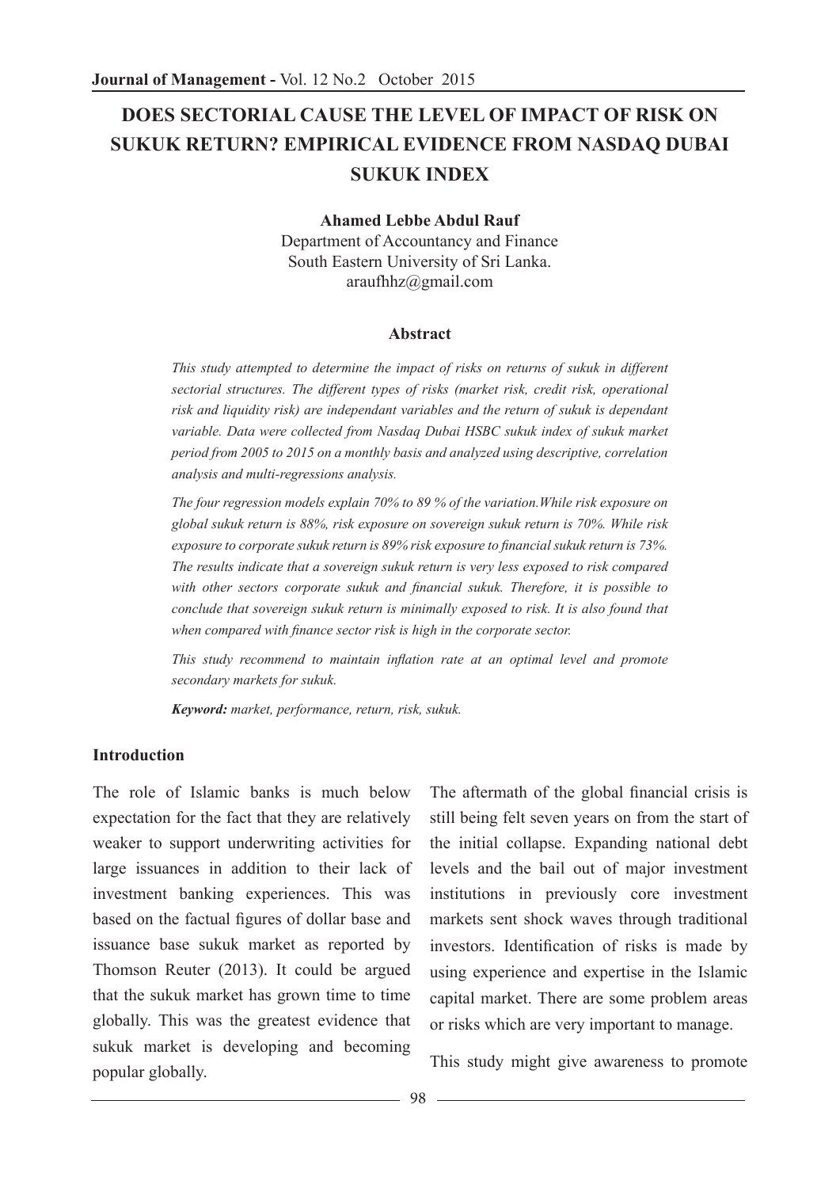# DOES SECTORIAL CAUSE THE LEVEL OF IMPACT OF RISK ON SUKUK RETURN? EMPIRICAL EVIDENCE FROM NASDAQ DUBAI SUKUK INDEX

**Ahamed Lebbe Abdul Rauf**

Department of Accountancy and Finance
South Eastern University of Sri Lanka.
araufhhz@gmail.com

### Abstract

*This study attempted to determine the impact of risks on returns of sukuk in different sectorial structures. The different types of risks (market risk, credit risk, operational risk and liquidity risk) are independant variables and the return of sukuk is dependant variable. Data were collected from Nasdaq Dubai HSBC sukuk index of sukuk market period from 2005 to 2015 on a monthly basis and analyzed using descriptive, correlation analysis and multi-regressions analysis.*

*The four regression models explain 70% to 89 % of the variation.While risk exposure on global sukuk return is 88%, risk exposure on sovereign sukuk return is 70%. While risk exposure to corporate sukuk return is 89% risk exposure to financial sukuk return is 73%. The results indicate that a sovereign sukuk return is very less exposed to risk compared with other sectors corporate sukuk and financial sukuk. Therefore, it is possible to conclude that sovereign sukuk return is minimally exposed to risk. It is also found that when compared with finance sector risk is high in the corporate sector.*

*This study recommend to maintain inflation rate at an optimal level and promote secondary markets for sukuk.*

***Keyword:*** *market, performance, return, risk, sukuk.*

## Introduction

The role of Islamic banks is much below expectation for the fact that they are relatively weaker to support underwriting activities for large issuances in addition to their lack of investment banking experiences. This was based on the factual figures of dollar base and issuance base sukuk market as reported by Thomson Reuter (2013). It could be argued that the sukuk market has grown time to time globally. This was the greatest evidence that sukuk market is developing and becoming popular globally.

The aftermath of the global financial crisis is still being felt seven years on from the start of the initial collapse. Expanding national debt levels and the bail out of major investment institutions in previously core investment markets sent shock waves through traditional investors. Identification of risks is made by using experience and expertise in the Islamic capital market. There are some problem areas or risks which are very important to manage.

This study might give awareness to promote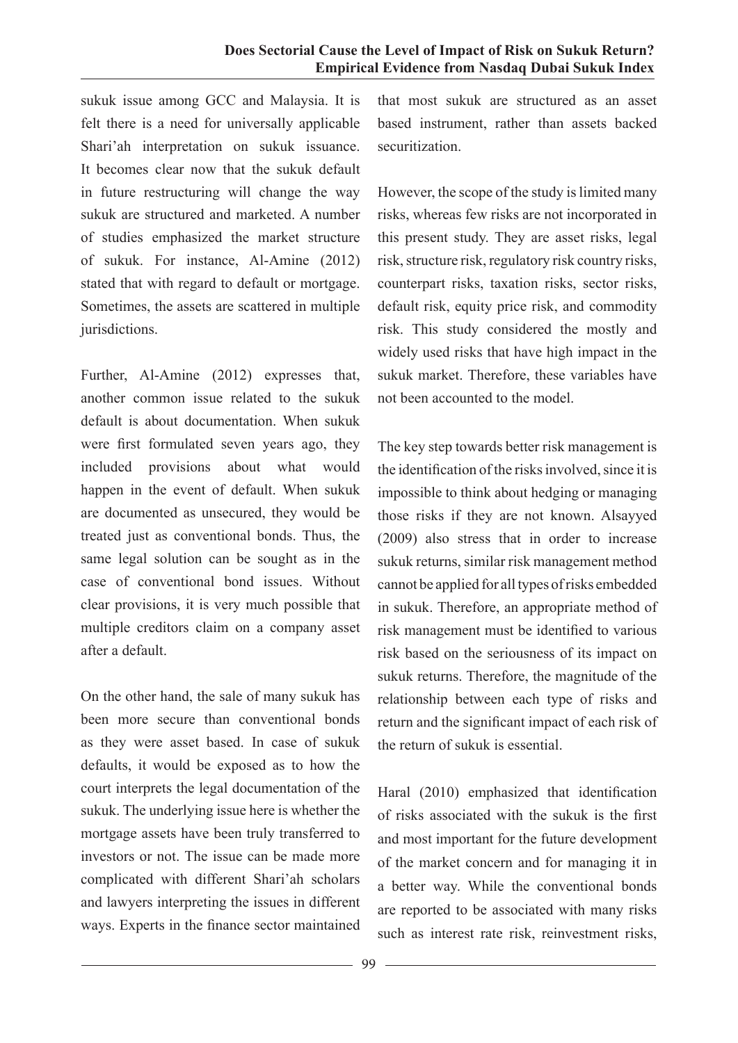sukuk issue among GCC and Malaysia. It is felt there is a need for universally applicable Shari'ah interpretation on sukuk issuance. It becomes clear now that the sukuk default in future restructuring will change the way sukuk are structured and marketed. A number of studies emphasized the market structure of sukuk. For instance, Al-Amine (2012) stated that with regard to default or mortgage. Sometimes, the assets are scattered in multiple jurisdictions.

Further, Al-Amine (2012) expresses that, another common issue related to the sukuk default is about documentation. When sukuk were first formulated seven years ago, they included provisions about what would happen in the event of default. When sukuk are documented as unsecured, they would be treated just as conventional bonds. Thus, the same legal solution can be sought as in the case of conventional bond issues. Without clear provisions, it is very much possible that multiple creditors claim on a company asset after a default.

On the other hand, the sale of many sukuk has been more secure than conventional bonds as they were asset based. In case of sukuk defaults, it would be exposed as to how the court interprets the legal documentation of the sukuk. The underlying issue here is whether the mortgage assets have been truly transferred to investors or not. The issue can be made more complicated with different Shari'ah scholars and lawyers interpreting the issues in different ways. Experts in the finance sector maintained that most sukuk are structured as an asset based instrument, rather than assets backed securitization.

However, the scope of the study is limited many risks, whereas few risks are not incorporated in this present study. They are asset risks, legal risk, structure risk, regulatory risk country risks, counterpart risks, taxation risks, sector risks, default risk, equity price risk, and commodity risk. This study considered the mostly and widely used risks that have high impact in the sukuk market. Therefore, these variables have not been accounted to the model.

The key step towards better risk management is the identification of the risks involved, since it is impossible to think about hedging or managing those risks if they are not known. Alsayyed (2009) also stress that in order to increase sukuk returns, similar risk management method cannot be applied for all types of risks embedded in sukuk. Therefore, an appropriate method of risk management must be identified to various risk based on the seriousness of its impact on sukuk returns. Therefore, the magnitude of the relationship between each type of risks and return and the significant impact of each risk of the return of sukuk is essential.

Haral (2010) emphasized that identification of risks associated with the sukuk is the first and most important for the future development of the market concern and for managing it in a better way. While the conventional bonds are reported to be associated with many risks such as interest rate risk, reinvestment risks,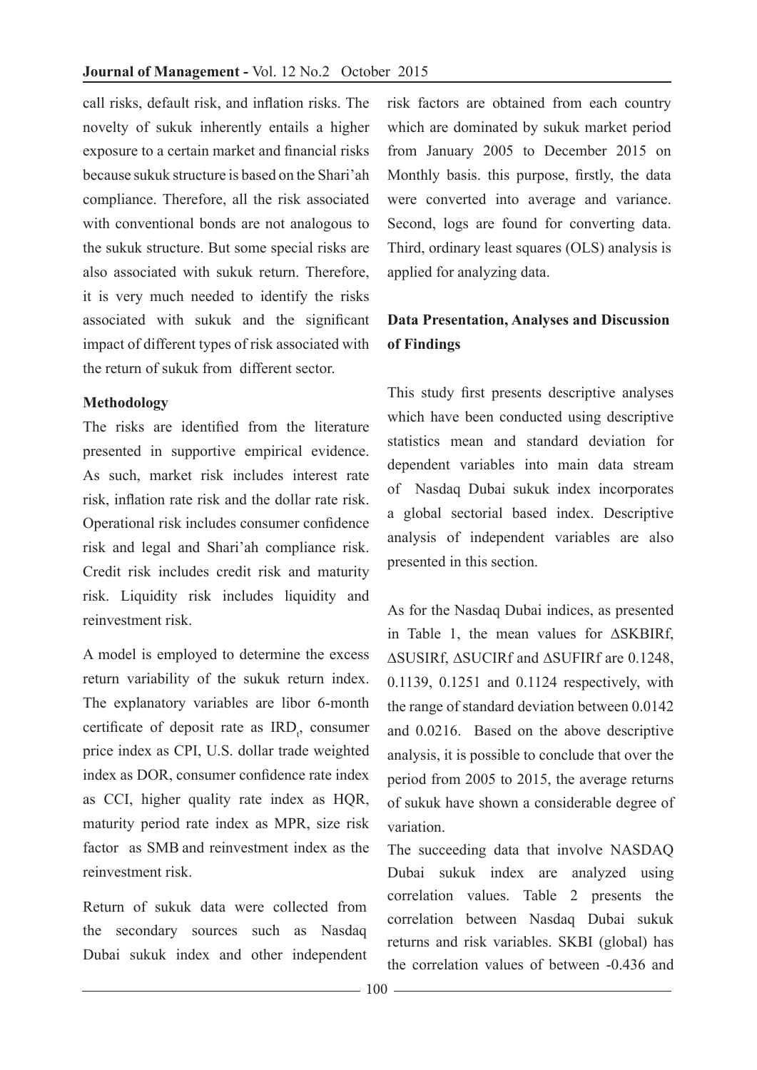call risks, default risk, and inflation risks. The novelty of sukuk inherently entails a higher exposure to a certain market and financial risks because sukuk structure is based on the Shari'ah compliance. Therefore, all the risk associated with conventional bonds are not analogous to the sukuk structure. But some special risks are also associated with sukuk return. Therefore, it is very much needed to identify the risks associated with sukuk and the significant impact of different types of risk associated with the return of sukuk from different sector.

**Methodology**

The risks are identified from the literature presented in supportive empirical evidence. As such, market risk includes interest rate risk, inflation rate risk and the dollar rate risk. Operational risk includes consumer confidence risk and legal and Shari'ah compliance risk. Credit risk includes credit risk and maturity risk. Liquidity risk includes liquidity and reinvestment risk.

A model is employed to determine the excess return variability of the sukuk return index. The explanatory variables are libor 6-month certificate of deposit rate as $IRD_t$, consumer price index as CPI, U.S. dollar trade weighted index as DOR, consumer confidence rate index as CCI, higher quality rate index as HQR, maturity period rate index as MPR, size risk factor as SMB and reinvestment index as the reinvestment risk.

Return of sukuk data were collected from the secondary sources such as Nasdaq Dubai sukuk index and other independent risk factors are obtained from each country which are dominated by sukuk market period from January 2005 to December 2015 on Monthly basis. this purpose, firstly, the data were converted into average and variance. Second, logs are found for converting data. Third, ordinary least squares (OLS) analysis is applied for analyzing data.

**Data Presentation, Analyses and Discussion of Findings**

This study first presents descriptive analyses which have been conducted using descriptive statistics mean and standard deviation for dependent variables into main data stream of Nasdaq Dubai sukuk index incorporates a global sectorial based index. Descriptive analysis of independent variables are also presented in this section.

As for the Nasdaq Dubai indices, as presented in Table 1, the mean values for $\Delta$SKBIRf, $\Delta$SUSIRf, $\Delta$SUCIRf and $\Delta$SUFIRf are 0.1248, 0.1139, 0.1251 and 0.1124 respectively, with the range of standard deviation between 0.0142 and 0.0216. Based on the above descriptive analysis, it is possible to conclude that over the period from 2005 to 2015, the average returns of sukuk have shown a considerable degree of variation.

The succeeding data that involve NASDAQ Dubai sukuk index are analyzed using correlation values. Table 2 presents the correlation between Nasdaq Dubai sukuk returns and risk variables. SKBI (global) has the correlation values of between -0.436 and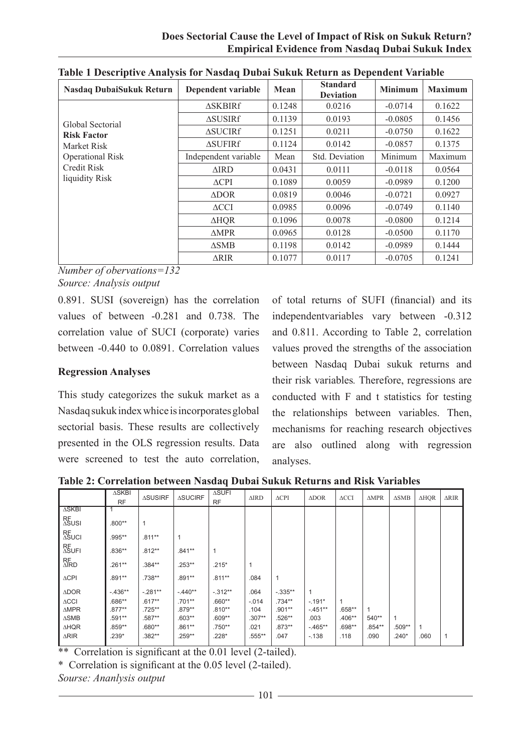**Table 1 Descriptive Analysis for Nasdaq Dubai Sukuk Return as Dependent Variable**

| Nasdaq DubaiSukuk Return | Dependent variable | Mean | Standard Deviation | Minimum | Maximum |
|---|---|---|---|---|---|
| Global Sectorial | ΔSKBIRf | 0.1248 | 0.0216 | -0.0714 | 0.1622 |
| **Risk Factor** | ΔSUSIRf | 0.1139 | 0.0193 | -0.0805 | 0.1456 |
| Market Risk | ΔSUCIRf | 0.1251 | 0.0211 | -0.0750 | 0.1622 |
| Operational Risk | ΔSUFIRf | 0.1124 | 0.0142 | -0.0857 | 0.1375 |
| Credit Risk | Independent variable | Mean | Std. Deviation | Minimum | Maximum |
| liquidity Risk | ΔIRD | 0.0431 | 0.0111 | -0.0118 | 0.0564 |
| | ΔCPI | 0.1089 | 0.0059 | -0.0989 | 0.1200 |
| | ΔDOR | 0.0819 | 0.0046 | -0.0721 | 0.0927 |
| | ΔCCI | 0.0985 | 0.0096 | -0.0749 | 0.1140 |
| | ΔHQR | 0.1096 | 0.0078 | -0.0800 | 0.1214 |
| | ΔMPR | 0.0965 | 0.0128 | -0.0500 | 0.1170 |
| | ΔSMB | 0.1198 | 0.0142 | -0.0989 | 0.1444 |
| | ΔRIR | 0.1077 | 0.0117 | -0.0705 | 0.1241 |

*Number of obervations=132*

*Source: Analysis output*

0.891. SUSI (sovereign) has the correlation values of between -0.281 and 0.738. The correlation value of SUCI (corporate) varies between -0.440 to 0.0891. Correlation values of total returns of SUFI (financial) and its independentvariables vary between -0.312 and 0.811. According to Table 2, correlation values proved the strengths of the association between Nasdaq Dubai sukuk returns and their risk variables*.* Therefore, regressions are conducted with F and t statistics for testing the relationships between variables. Then, mechanisms for reaching research objectives are also outlined along with regression analyses.

### Regression Analyses

This study categorizes the sukuk market as a Nasdaq sukuk index whice is incorporates global sectorial basis. These results are collectively presented in the OLS regression results. Data were screened to test the auto correlation,

**Table 2: Correlation between Nasdaq Dubai Sukuk Returns and Risk Variables**

| | ΔSKBI RF | ΔSUSIRF | ΔSUCIRF | ΔSUFI RF | ΔIRD | ΔCPI | ΔDOR | ΔCCI | ΔMPR | ΔSMB | ΔHQR | ΔRIR |
|---|---|---|---|---|---|---|---|---|---|---|---|---|
| ΔSKBI RF | 1 | | | | | | | | | | | |
| ΔSUSI RF | .800** | 1 | | | | | | | | | | |
| ΔSUCI RF | .995** | .811** | 1 | | | | | | | | | |
| ΔSUFI RF | .836** | .812** | .841** | 1 | | | | | | | | |
| ΔIRD | .261** | .384** | .253** | .215* | 1 | | | | | | | |
| ΔCPI | .891** | .738** | .891** | .811** | .084 | 1 | | | | | | |
| ΔDOR | -.436** | -.281** | -.440** | -.312** | .064 | -.335** | 1 | | | | | |
| ΔCCI | .686** | .617** | .701** | .660** | -.014 | .734** | -.191* | 1 | | | | |
| ΔMPR | .877** | .725** | .879** | .810** | .104 | .901** | -.451** | .658** | 1 | | | |
| ΔSMB | .591** | .587** | .603** | .609** | .307** | .526** | .003 | .406** | 540** | 1 | | |
| ΔHQR | .859** | .680** | .861** | .750** | .021 | .873** | -.465** | .698** | .854** | .509** | 1 | |
| ΔRIR | .239* | .382** | .259** | .228* | .555** | .047 | -.138 | .118 | .090 | .240* | .060 | 1 |

** Correlation is significant at the 0.01 level (2-tailed).

\* Correlation is significant at the 0.05 level (2-tailed).

*Sourse: Ananlysis output*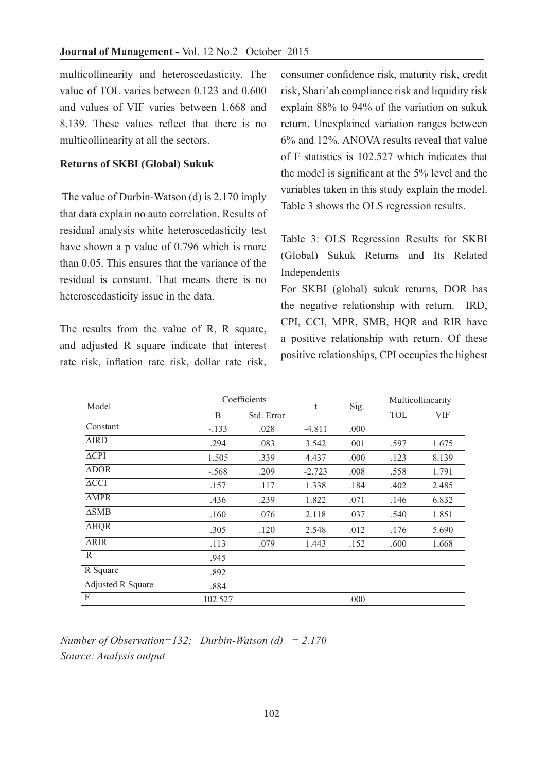multicollinearity and heteroscedasticity. The value of TOL varies between 0.123 and 0.600 and values of VIF varies between 1.668 and 8.139. These values reflect that there is no multicollinearity at all the sectors.

**Returns of SKBI (Global) Sukuk**

The value of Durbin-Watson (d) is 2.170 imply that data explain no auto correlation. Results of residual analysis white heteroscedasticity test have shown a p value of 0.796 which is more than 0.05. This ensures that the variance of the residual is constant. That means there is no heteroscedasticity issue in the data.

The results from the value of R, R square, and adjusted R square indicate that interest rate risk, inflation rate risk, dollar rate risk, consumer confidence risk, maturity risk, credit risk, Shari'ah compliance risk and liquidity risk explain 88% to 94% of the variation on sukuk return. Unexplained variation ranges between 6% and 12%. ANOVA results reveal that value of F statistics is 102.527 which indicates that the model is significant at the 5% level and the variables taken in this study explain the model. Table 3 shows the OLS regression results.

Table 3: OLS Regression Results for SKBI (Global) Sukuk Returns and Its Related Independents

| Model | Coefficients | | t | Sig. | Multicollinearity | |
|---|---|---|---|---|---|---|
| | B | Std. Error | | | TOL | VIF |
| Constant | -.133 | .028 | -4.811 | .000 | | |
| ΔIRD | .294 | .083 | 3.542 | .001 | .597 | 1.675 |
| ΔCPI | 1.505 | .339 | 4.437 | .000 | .123 | 8.139 |
| ΔDOR | -.568 | .209 | -2.723 | .008 | .558 | 1.791 |
| ΔCCI | .157 | .117 | 1.338 | .184 | .402 | 2.485 |
| ΔMPR | .436 | .239 | 1.822 | .071 | .146 | 6.832 |
| ΔSMB | .160 | .076 | 2.118 | .037 | .540 | 1.851 |
| ΔHQR | .305 | .120 | 2.548 | .012 | .176 | 5.690 |
| ΔRIR | .113 | .079 | 1.443 | .152 | .600 | 1.668 |
| R | .945 | | | | | |
| R Square | .892 | | | | | |
| Adjusted R Square | .884 | | | | | |
| F | 102.527 | | | .000 | | |

*Number of Observation=132; Durbin-Watson (d) = 2.170*
*Source: Analysis output*

For SKBI (global) sukuk returns, DOR has the negative relationship with return. IRD, CPI, CCI, MPR, SMB, HQR and RIR have a positive relationship with return. Of these positive relationships, CPI occupies the highest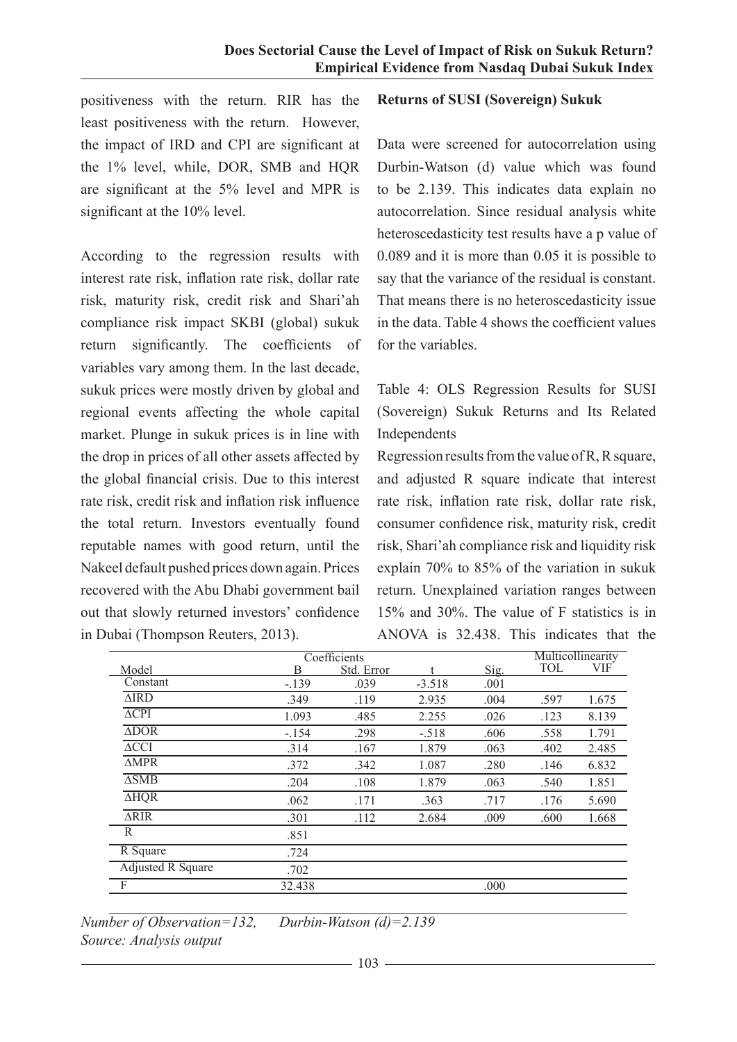positiveness with the return. RIR has the least positiveness with the return. However, the impact of IRD and CPI are significant at the 1% level, while, DOR, SMB and HQR are significant at the 5% level and MPR is significant at the 10% level.

According to the regression results with interest rate risk, inflation rate risk, dollar rate risk, maturity risk, credit risk and Shari'ah compliance risk impact SKBI (global) sukuk return significantly. The coefficients of variables vary among them. In the last decade, sukuk prices were mostly driven by global and regional events affecting the whole capital market. Plunge in sukuk prices is in line with the drop in prices of all other assets affected by the global financial crisis. Due to this interest rate risk, credit risk and inflation risk influence the total return. Investors eventually found reputable names with good return, until the Nakeel default pushed prices down again. Prices recovered with the Abu Dhabi government bail out that slowly returned investors' confidence in Dubai (Thompson Reuters, 2013).

**Returns of SUSI (Sovereign) Sukuk**

Data were screened for autocorrelation using Durbin-Watson (d) value which was found to be 2.139. This indicates data explain no autocorrelation. Since residual analysis white heteroscedasticity test results have a p value of 0.089 and it is more than 0.05 it is possible to say that the variance of the residual is constant. That means there is no heteroscedasticity issue in the data. Table 4 shows the coefficient values for the variables.

Table 4: OLS Regression Results for SUSI (Sovereign) Sukuk Returns and Its Related Independents

Regression results from the value of R, R square, and adjusted R square indicate that interest rate risk, inflation rate risk, dollar rate risk, consumer confidence risk, maturity risk, credit risk, Shari'ah compliance risk and liquidity risk explain 70% to 85% of the variation in sukuk return. Unexplained variation ranges between 15% and 30%. The value of F statistics is in ANOVA is 32.438. This indicates that the

| | Coefficients | | | | Multicollinearity | |
|---|---|---|---|---|---|---|
| Model | B | Std. Error | t | Sig. | TOL | VIF |
| Constant | -.139 | .039 | -3.518 | .001 | | |
| ΔIRD | .349 | .119 | 2.935 | .004 | .597 | 1.675 |
| ΔCPI | 1.093 | .485 | 2.255 | .026 | .123 | 8.139 |
| ΔDOR | -.154 | .298 | -.518 | .606 | .558 | 1.791 |
| ΔCCI | .314 | .167 | 1.879 | .063 | .402 | 2.485 |
| ΔMPR | .372 | .342 | 1.087 | .280 | .146 | 6.832 |
| ΔSMB | .204 | .108 | 1.879 | .063 | .540 | 1.851 |
| ΔHQR | .062 | .171 | .363 | .717 | .176 | 5.690 |
| ΔRIR | .301 | .112 | 2.684 | .009 | .600 | 1.668 |
| R | .851 | | | | | |
| R Square | .724 | | | | | |
| Adjusted R Square | .702 | | | | | |
| F | 32.438 | | | .000 | | |

*Number of Observation=132, Durbin-Watson (d)=2.139*
*Source: Analysis output*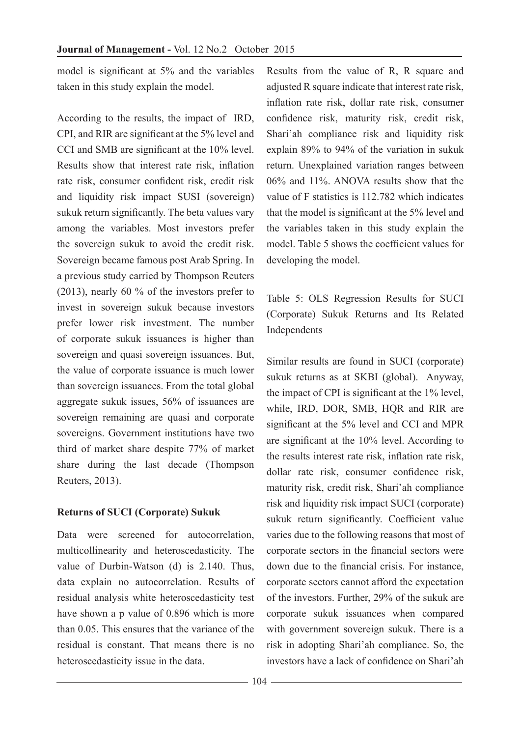model is significant at 5% and the variables taken in this study explain the model.

According to the results, the impact of IRD, CPI, and RIR are significant at the 5% level and CCI and SMB are significant at the 10% level. Results show that interest rate risk, inflation rate risk, consumer confident risk, credit risk and liquidity risk impact SUSI (sovereign) sukuk return significantly. The beta values vary among the variables. Most investors prefer the sovereign sukuk to avoid the credit risk. Sovereign became famous post Arab Spring. In a previous study carried by Thompson Reuters (2013), nearly 60 % of the investors prefer to invest in sovereign sukuk because investors prefer lower risk investment. The number of corporate sukuk issuances is higher than sovereign and quasi sovereign issuances. But, the value of corporate issuance is much lower than sovereign issuances. From the total global aggregate sukuk issues, 56% of issuances are sovereign remaining are quasi and corporate sovereigns. Government institutions have two third of market share despite 77% of market share during the last decade (Thompson Reuters, 2013).

**Returns of SUCI (Corporate) Sukuk**

Data were screened for autocorrelation, multicollinearity and heteroscedasticity. The value of Durbin-Watson (d) is 2.140. Thus, data explain no autocorrelation. Results of residual analysis white heteroscedasticity test have shown a p value of 0.896 which is more than 0.05. This ensures that the variance of the residual is constant. That means there is no heteroscedasticity issue in the data.

Results from the value of R, R square and adjusted R square indicate that interest rate risk, inflation rate risk, dollar rate risk, consumer confidence risk, maturity risk, credit risk, Shari'ah compliance risk and liquidity risk explain 89% to 94% of the variation in sukuk return. Unexplained variation ranges between 06% and 11%. ANOVA results show that the value of F statistics is 112.782 which indicates that the model is significant at the 5% level and the variables taken in this study explain the model. Table 5 shows the coefficient values for developing the model.

Table 5: OLS Regression Results for SUCI (Corporate) Sukuk Returns and Its Related Independents

Similar results are found in SUCI (corporate) sukuk returns as at SKBI (global). Anyway, the impact of CPI is significant at the 1% level, while, IRD, DOR, SMB, HQR and RIR are significant at the 5% level and CCI and MPR are significant at the 10% level. According to the results interest rate risk, inflation rate risk, dollar rate risk, consumer confidence risk, maturity risk, credit risk, Shari'ah compliance risk and liquidity risk impact SUCI (corporate) sukuk return significantly. Coefficient value varies due to the following reasons that most of corporate sectors in the financial sectors were down due to the financial crisis. For instance, corporate sectors cannot afford the expectation of the investors. Further, 29% of the sukuk are corporate sukuk issuances when compared with government sovereign sukuk. There is a risk in adopting Shari'ah compliance. So, the investors have a lack of confidence on Shari'ah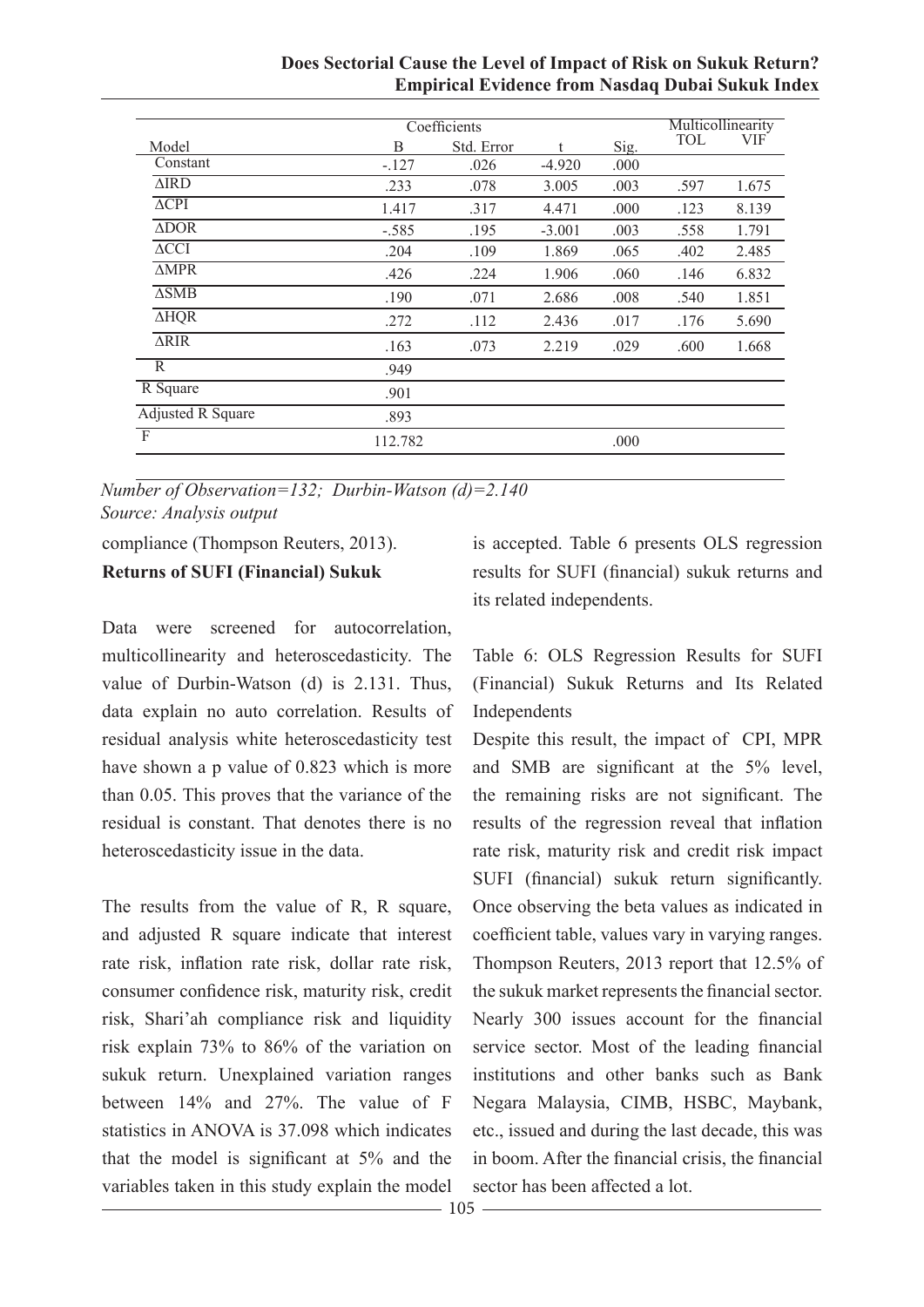| Model | Coefficients | | | | Multicollinearity | |
|---|---|---|---|---|---|---|
| | B | Std. Error | t | Sig. | TOL | VIF |
| Constant | -.127 | .026 | -4.920 | .000 | | |
| ΔIRD | .233 | .078 | 3.005 | .003 | .597 | 1.675 |
| ΔCPI | 1.417 | .317 | 4.471 | .000 | .123 | 8.139 |
| ΔDOR | -.585 | .195 | -3.001 | .003 | .558 | 1.791 |
| ΔCCI | .204 | .109 | 1.869 | .065 | .402 | 2.485 |
| ΔMPR | .426 | .224 | 1.906 | .060 | .146 | 6.832 |
| ΔSMB | .190 | .071 | 2.686 | .008 | .540 | 1.851 |
| ΔHQR | .272 | .112 | 2.436 | .017 | .176 | 5.690 |
| ΔRIR | .163 | .073 | 2.219 | .029 | .600 | 1.668 |
| R | .949 | | | | | |
| R Square | .901 | | | | | |
| Adjusted R Square | .893 | | | | | |
| F | 112.782 | | | .000 | | |

*Number of Observation=132; Durbin-Watson (d)=2.140*
*Source: Analysis output*

compliance (Thompson Reuters, 2013).

**Returns of SUFI (Financial) Sukuk**

Data were screened for autocorrelation, multicollinearity and heteroscedasticity. The value of Durbin-Watson (d) is 2.131. Thus, data explain no auto correlation. Results of residual analysis white heteroscedasticity test have shown a p value of 0.823 which is more than 0.05. This proves that the variance of the residual is constant. That denotes there is no heteroscedasticity issue in the data.

The results from the value of R, R square, and adjusted R square indicate that interest rate risk, inflation rate risk, dollar rate risk, consumer confidence risk, maturity risk, credit risk, Shari'ah compliance risk and liquidity risk explain 73% to 86% of the variation on sukuk return. Unexplained variation ranges between 14% and 27%. The value of F statistics in ANOVA is 37.098 which indicates that the model is significant at 5% and the variables taken in this study explain the model is accepted. Table 6 presents OLS regression results for SUFI (financial) sukuk returns and its related independents.

Table 6: OLS Regression Results for SUFI (Financial) Sukuk Returns and Its Related Independents

Despite this result, the impact of CPI, MPR and SMB are significant at the 5% level, the remaining risks are not significant. The results of the regression reveal that inflation rate risk, maturity risk and credit risk impact SUFI (financial) sukuk return significantly. Once observing the beta values as indicated in coefficient table, values vary in varying ranges. Thompson Reuters, 2013 report that 12.5% of the sukuk market represents the financial sector. Nearly 300 issues account for the financial service sector. Most of the leading financial institutions and other banks such as Bank Negara Malaysia, CIMB, HSBC, Maybank, etc., issued and during the last decade, this was in boom. After the financial crisis, the financial sector has been affected a lot.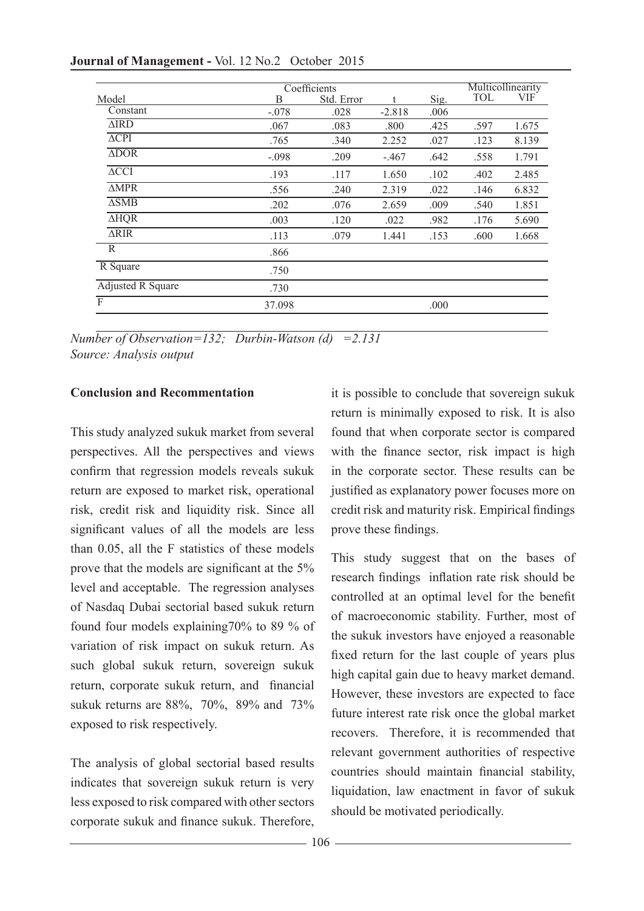| Model | Coefficients | | | | Multicollinearity | |
|---|---|---|---|---|---|---|
| | B | Std. Error | t | Sig. | TOL | VIF |
| Constant | -.078 | .028 | -2.818 | .006 | | |
| ΔIRD | .067 | .083 | .800 | .425 | .597 | 1.675 |
| ΔCPI | .765 | .340 | 2.252 | .027 | .123 | 8.139 |
| ΔDOR | -.098 | .209 | -.467 | .642 | .558 | 1.791 |
| ΔCCI | .193 | .117 | 1.650 | .102 | .402 | 2.485 |
| ΔMPR | .556 | .240 | 2.319 | .022 | .146 | 6.832 |
| ΔSMB | .202 | .076 | 2.659 | .009 | .540 | 1.851 |
| ΔHQR | .003 | .120 | .022 | .982 | .176 | 5.690 |
| ΔRIR | .113 | .079 | 1.441 | .153 | .600 | 1.668 |
| R | .866 | | | | | |
| R Square | .750 | | | | | |
| Adjusted R Square | .730 | | | | | |
| F | 37.098 | | | .000 | | |

*Number of Observation=132; Durbin-Watson (d) =2.131*
*Source: Analysis output*

**Conclusion and Recommentation**

This study analyzed sukuk market from several perspectives. All the perspectives and views confirm that regression models reveals sukuk return are exposed to market risk, operational risk, credit risk and liquidity risk. Since all significant values of all the models are less than 0.05, all the F statistics of these models prove that the models are significant at the 5% level and acceptable. The regression analyses of Nasdaq Dubai sectorial based sukuk return found four models explaining70% to 89 % of variation of risk impact on sukuk return. As such global sukuk return, sovereign sukuk return, corporate sukuk return, and financial sukuk returns are 88%, 70%, 89% and 73% exposed to risk respectively.

The analysis of global sectorial based results indicates that sovereign sukuk return is very less exposed to risk compared with other sectors corporate sukuk and finance sukuk. Therefore, it is possible to conclude that sovereign sukuk return is minimally exposed to risk. It is also found that when corporate sector is compared with the finance sector, risk impact is high in the corporate sector. These results can be justified as explanatory power focuses more on credit risk and maturity risk. Empirical findings prove these findings.

This study suggest that on the bases of research findings inflation rate risk should be controlled at an optimal level for the benefit of macroeconomic stability. Further, most of the sukuk investors have enjoyed a reasonable fixed return for the last couple of years plus high capital gain due to heavy market demand. However, these investors are expected to face future interest rate risk once the global market recovers. Therefore, it is recommended that relevant government authorities of respective countries should maintain financial stability, liquidation, law enactment in favor of sukuk should be motivated periodically.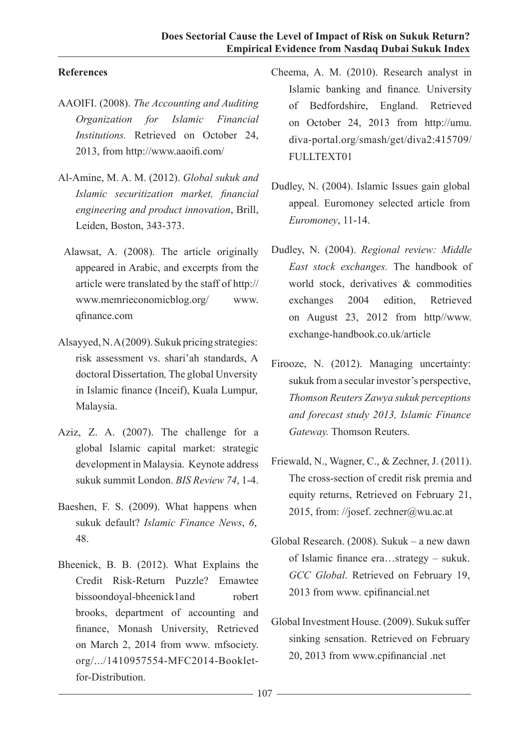## References

AAOIFI. (2008). *The Accounting and Auditing Organization for Islamic Financial Institutions.* Retrieved on October 24, 2013, from http://www.aaoifi.com/

Al-Amine, M. A. M. (2012). *Global sukuk and Islamic securitization market, financial engineering and product innovation*, Brill, Leiden, Boston, 343-373.

Alawsat, A. (2008). The article originally appeared in Arabic, and excerpts from the article were translated by the staff of http://www.memrieconomicblog.org/ www.qfinance.com

Alsayyed, N. A (2009). Sukuk pricing strategies: risk assessment vs. shari'ah standards, A doctoral Dissertation*,* The global Unversity in Islamic finance (Inceif), Kuala Lumpur, Malaysia.

Aziz, Z. A. (2007). The challenge for a global Islamic capital market: strategic development in Malaysia. Keynote address sukuk summit London. *BIS Review 74*, 1-4.

Baeshen, F. S. (2009). What happens when sukuk default? *Islamic Finance News*, *6*, 48.

Bheenick, B. B. (2012). What Explains the Credit Risk-Return Puzzle? Emawtee bissoondoyal-bheenick1and robert brooks, department of accounting and finance, Monash University, Retrieved on March 2, 2014 from www. mfsociety. org/.../1410957554-MFC2014-Booklet-for-Distribution.

Cheema, A. M. (2010). Research analyst in Islamic banking and finance*.* University of Bedfordshire, England. Retrieved on October 24, 2013 from http://umu.diva-portal.org/smash/get/diva2:415709/FULLTEXT01

Dudley, N. (2004). Islamic Issues gain global appeal. Euromoney selected article from *Euromoney*, 11-14.

Dudley, N. (2004). *Regional review: Middle East stock exchanges.* The handbook of world stock, derivatives & commodities exchanges 2004 edition, Retrieved on August 23, 2012 from http//www.exchange-handbook.co.uk/article

Firooze, N. (2012). Managing uncertainty: sukuk from a secular investor's perspective, *Thomson Reuters Zawya sukuk perceptions and forecast study 2013, Islamic Finance Gateway.* Thomson Reuters.

Friewald, N., Wagner, C., & Zechner, J. (2011). The cross-section of credit risk premia and equity returns, Retrieved on February 21, 2015, from: //josef. zechner@wu.ac.at

Global Research. (2008). Sukuk – a new dawn of Islamic finance era…strategy – sukuk. *GCC Global*. Retrieved on February 19, 2013 from www. cpifinancial.net

Global Investment House. (2009). Sukuk suffer sinking sensation. Retrieved on February 20, 2013 from www.cpifinancial .net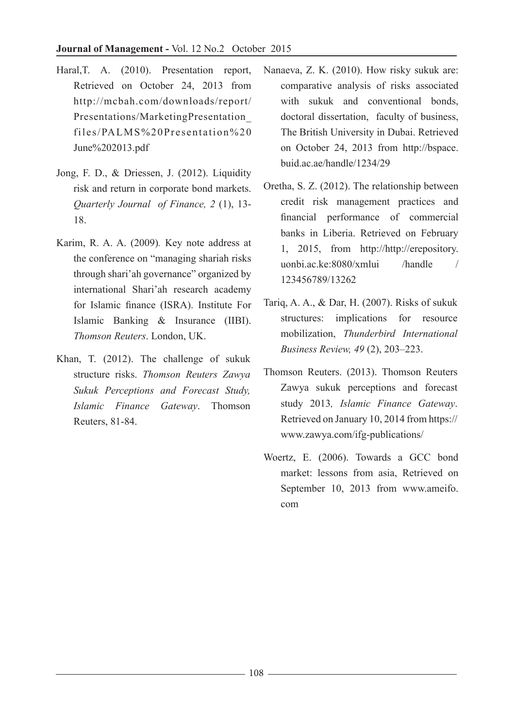Haral,T. A. (2010). Presentation report, Retrieved on October 24, 2013 from http://mcbah.com/downloads/report/Presentations/MarketingPresentation_files/PALMS%20Presentation%20June%202013.pdf

Jong, F. D., & Driessen, J. (2012). Liquidity risk and return in corporate bond markets. *Quarterly Journal of Finance, 2* (1), 13-18.

Karim, R. A. A. (2009). Key note address at the conference on "managing shariah risks through shari'ah governance" organized by international Shari'ah research academy for Islamic finance (ISRA). Institute For Islamic Banking & Insurance (IIBI). *Thomson Reuters*. London, UK.

Khan, T. (2012). The challenge of sukuk structure risks. *Thomson Reuters Zawya Sukuk Perceptions and Forecast Study, Islamic Finance Gateway*. Thomson Reuters, 81-84.

Nanaeva, Z. K. (2010). How risky sukuk are: comparative analysis of risks associated with sukuk and conventional bonds, doctoral dissertation, faculty of business, The British University in Dubai. Retrieved on October 24, 2013 from http://bspace.buid.ac.ae/handle/1234/29

Oretha, S. Z. (2012). The relationship between credit risk management practices and financial performance of commercial banks in Liberia. Retrieved on February 1, 2015, from http://http://erepository.uonbi.ac.ke:8080/xmlui /handle / 123456789/13262

Tariq, A. A., & Dar, H. (2007). Risks of sukuk structures: implications for resource mobilization, *Thunderbird International Business Review, 49* (2), 203–223.

Thomson Reuters. (2013). Thomson Reuters Zawya sukuk perceptions and forecast study 2013*, Islamic Finance Gateway*. Retrieved on January 10, 2014 from https://www.zawya.com/ifg-publications/

Woertz, E. (2006). Towards a GCC bond market: lessons from asia, Retrieved on September 10, 2013 from www.ameifo.com